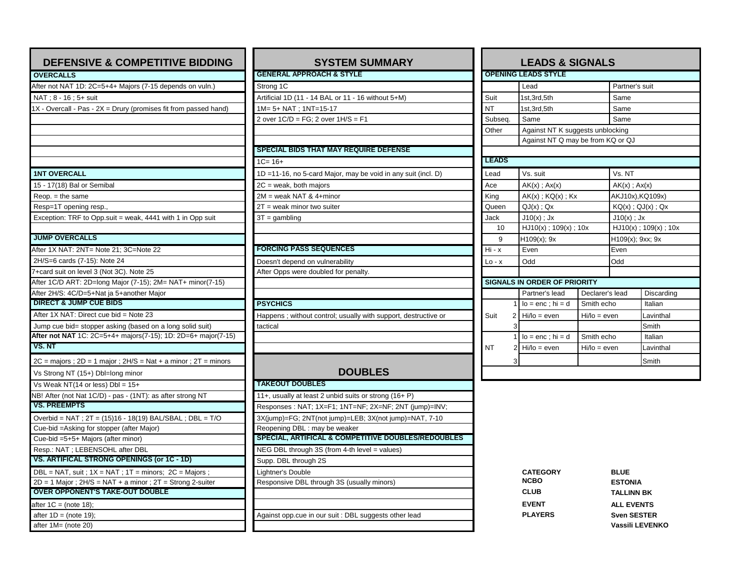## DEFENSIVE & COMPETITIVE BIDDING

### OVERCALLS

After not NAT 1D: 2C=5+4+ Majors (7-15 depends on vuln.)

NAT ; 8 - 16 ; 5+ suit

1X - Overcall - Pas - 2X = Drury (promises fit from passed hand)

### 1NT OVERCALL

15 - 17(18) Bal or Semibal

Reop. = the same

Resp=1T opening resp.,

Exception: TRF to Opp.suit = weak, 4441 with 1 in Opp suit

### JUMP OVERCALLS

After 1X NAT: 2NT= Note 21; 3C=Note 22

2H/S=6 cards (7-15): Note 24

7+card suit on level 3 (Not 3C). Note 25

After 1C/D ART: 2D=long Major (7-15); 2M= NAT+ minor(7-15)

After 2H/S: 4C/D=5+Nat ja 5+another Major

### DIRECT & JUMP CUE BIDS

After 1X NAT: Direct cue bid = Note 23

Jump cue bid= stopper asking (based on a long solid suit)

**After not NAT** 1C: 2C=5+4+ majors(7-15); 1D: 2D=6+ major(7-15)

### VS. NT

2C = majors ; 2D = 1 major ; 2H/S = Nat + a minor ; 2T = minors

Vs Strong NT (15+) Dbl=long minor

Vs Weak NT(14 or less) Dbl = 15+

NB! After (not Nat 1C/D) - pas - (1NT): as after strong NT

### VS. PREEMPTS

Overbid = NAT ; 2T = (15)16 - 18(19) BAL/SBAL ; DBL = T/O

Cue-bid =Asking for stopper (after Major)

Cue-bid =5+5+ Majors (after minor)

Resp.: NAT ; LEBENSOHL after DBL

### VS. ARTIFICAL STRONG OPENINGS (or 1C - 1D)

DBL = NAT, suit ; 1X = NAT ; 1T = minors; 2C = Majors ;

2D = 1 Major ; 2H/S = NAT + a minor ; 2T = Strong 2-suiter

### OVER OPPONENT'S TAKE-OUT DOUBLE

after 1C = (note 18);

after 1D = (note 19);

after 1M= (note 20)

## SYSTEM SUMMARY

### GENERAL APPROACH & STYLE

Strong 1C

Artificial 1D (11 - 14 BAL or 11 - 16 without 5+M)

1M= 5+ NAT ; 1NT=15-17

2 over 1C/D = FG; 2 over 1H/S = F1

### SPECIAL BIDS THAT MAY REQUIRE DEFENSE

1C= 16+

1D =11-16, no 5-card Major, may be void in any suit (incl. D)

2C = weak, both majors

2M = weak NAT & 4+minor

2T = weak minor two suiter

3T = gambling

### FORCING PASS SEQUENCES

Doesn't depend on vulnerability

After Opps were doubled for penalty.

### PSYCHICS

Happens ; without control; usually with support, destructive or tactical

## DOUBLES

### TAKEOUT DOUBLES

11+, usually at least 2 unbid suits or strong (16+ P)

Responses : NAT; 1X=F1; 1NT=NF; 2X=NF; 2NT (jump)=INV;

3X(jump)=FG; 2NT(not jump)=LEB; 3X(not jump)=NAT, 7-10

Reopening DBL : may be weaker

### SPECIAL, ARTIFICAL & COMPETITIVE DOUBLES/REDOUBLES

NEG DBL through 3S (from 4-th level = values)

Supp. DBL through 2S

Lightner's Double

Responsive DBL through 3S (usually minors)

Against opp.cue in our suit : DBL suggests other lead

## LEADS & SIGNALS

### OPENING LEADS STYLE

| | Lead | Partner's suit |
|---|---|---|
| Suit | 1st,3rd,5th | Same |
| NT | 1st,3rd,5th | Same |
| Subseq. | Same | Same |
| Other | Against NT K suggests unblocking | |
| | Against NT Q may be from KQ or QJ | |

### LEADS

| Lead | Vs. suit | Vs. NT |
|---|---|---|
| Ace | AK(x) ; Ax(x) | AK(x) ; Ax(x) |
| King | AK(x) ; KQ(x) ; Kx | AKJ10x),KQ109x) |
| Queen | QJ(x) ; Qx | KQ(x) ; QJ(x) ; Qx |
| Jack | J10(x) ; Jx | J10(x) ; Jx |
| 10 | HJ10(x) ; 109(x) ; 10x | HJ10(x) ; 109(x) ; 10x |
| 9 | H109(x); 9x | H109(x); 9xx; 9x |
| Hi - x | Even | Even |
| Lo - x | Odd | Odd |

### SIGNALS IN ORDER OF PRIORITY

| | | Partner's lead | Declarer's lead | Discarding |
|---|---|---|---|---|
| Suit | 1 | lo = enc ; hi = d | Smith echo | Italian |
| | 2 | Hi/lo = even | Hi/lo = even | Lavinthal |
| | 3 | | | Smith |
| NT | 1 | lo = enc ; hi = d | Smith echo | Italian |
| | 2 | Hi/lo = even | Hi/lo = even | Lavinthal |
| | 3 | | | Smith |

| | |
|---|---|
| **CATEGORY** | **BLUE** |
| **NCBO** | **ESTONIA** |
| **CLUB** | **TALLINN BK** |
| **EVENT** | **ALL EVENTS** |
| **PLAYERS** | **Sven SESTER** |
| | **Vassili LEVENKO** |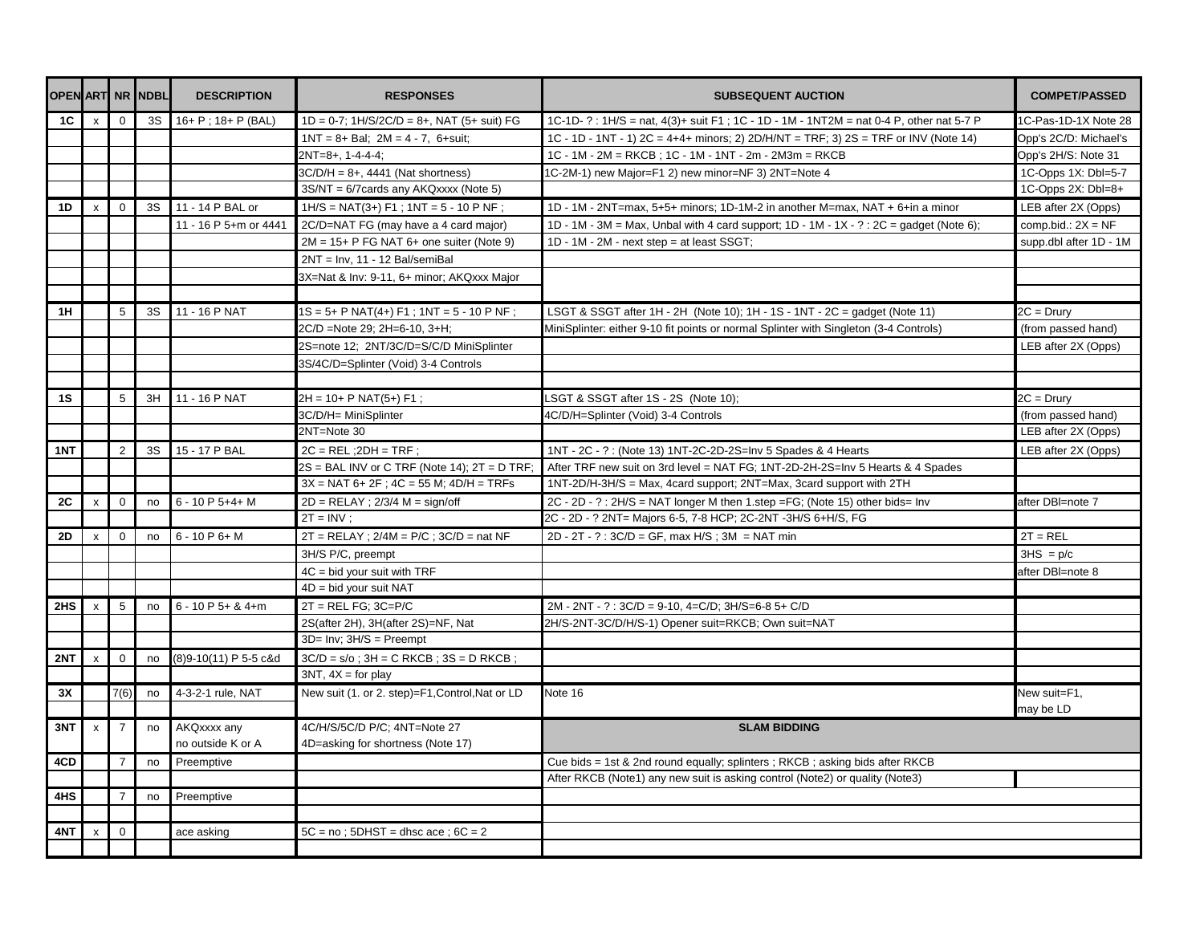| OPEN | ART | NR | NDBL | DESCRIPTION | RESPONSES | SUBSEQUENT AUCTION | COMPET/PASSED |
|---|---|---|---|---|---|---|---|
| 1C | x | 0 | 3S | 16+ P ; 18+ P (BAL) | 1D = 0-7; 1H/S/2C/D = 8+, NAT (5+ suit) FG | 1C-1D- ? : 1H/S = nat, 4(3)+ suit F1 ; 1C - 1D - 1M - 1NT2M = nat 0-4 P, other nat 5-7 P | 1C-Pas-1D-1X Note 28 |
| | | | | | 1NT = 8+ Bal; 2M = 4 - 7, 6+suit; | 1C - 1D - 1NT - 1) 2C = 4+4+ minors; 2) 2D/H/NT = TRF; 3) 2S = TRF or INV (Note 14) | Opp's 2C/D: Michael's |
| | | | | | 2NT=8+, 1-4-4-4; | 1C - 1M - 2M = RKCB ; 1C - 1M - 1NT - 2m - 2M3m = RKCB | Opp's 2H/S: Note 31 |
| | | | | | 3C/D/H = 8+, 4441 (Nat shortness) | 1C-2M-1) new Major=F1 2) new minor=NF 3) 2NT=Note 4 | 1C-Opps 1X: Dbl=5-7 |
| | | | | | 3S/NT = 6/7cards any AKQxxxx (Note 5) | | 1C-Opps 2X: Dbl=8+ |
| 1D | x | 0 | 3S | 11 - 14 P BAL or | 1H/S = NAT(3+) F1 ; 1NT = 5 - 10 P NF ; | 1D - 1M - 2NT=max, 5+5+ minors; 1D-1M-2 in another M=max, NAT + 6+in a minor | LEB after 2X (Opps) |
| | | | | 11 - 16 P 5+m or 4441 | 2C/D=NAT FG (may have a 4 card major) | 1D - 1M - 3M = Max, Unbal with 4 card support; 1D - 1M - 1X - ? : 2C = gadget (Note 6); | comp.bid.: 2X = NF |
| | | | | | 2M = 15+ P FG NAT 6+ one suiter (Note 9) | 1D - 1M - 2M - next step = at least SSGT; | supp.dbl after 1D - 1M |
| | | | | | 2NT = Inv, 11 - 12 Bal/semiBal | | |
| | | | | | 3X=Nat & Inv: 9-11, 6+ minor; AKQxxx Major | | |
| | | | | | | | |
| 1H | | 5 | 3S | 11 - 16 P NAT | 1S = 5+ P NAT(4+) F1 ; 1NT = 5 - 10 P NF ; | LSGT & SSGT after 1H - 2H (Note 10); 1H - 1S - 1NT - 2C = gadget (Note 11) | 2C = Drury |
| | | | | | 2C/D =Note 29; 2H=6-10, 3+H; | MiniSplinter: either 9-10 fit points or normal Splinter with Singleton (3-4 Controls) | (from passed hand) |
| | | | | | 2S=note 12; 2NT/3C/D=S/C/D MiniSplinter | | LEB after 2X (Opps) |
| | | | | | 3S/4C/D=Splinter (Void) 3-4 Controls | | |
| | | | | | | | |
| 1S | | 5 | 3H | 11 - 16 P NAT | 2H = 10+ P NAT(5+) F1 ; | LSGT & SSGT after 1S - 2S (Note 10); | 2C = Drury |
| | | | | | 3C/D/H= MiniSplinter | 4C/D/H=Splinter (Void) 3-4 Controls | (from passed hand) |
| | | | | | 2NT=Note 30 | | LEB after 2X (Opps) |
| 1NT | | 2 | 3S | 15 - 17 P BAL | 2C = REL ;2DH = TRF ; | 1NT - 2C - ? : (Note 13) 1NT-2C-2D-2S=Inv 5 Spades & 4 Hearts | LEB after 2X (Opps) |
| | | | | | 2S = BAL INV or C TRF (Note 14); 2T = D TRF; | After TRF new suit on 3rd level = NAT FG; 1NT-2D-2H-2S=Inv 5 Hearts & 4 Spades | |
| | | | | | 3X = NAT 6+ 2F ; 4C = 55 M; 4D/H = TRFs | 1NT-2D/H-3H/S = Max, 4card support; 2NT=Max, 3card support with 2TH | |
| 2C | x | 0 | no | 6 - 10 P 5+4+ M | 2D = RELAY ; 2/3/4 M = sign/off | 2C - 2D - ? : 2H/S = NAT longer M then 1.step =FG; (Note 15) other bids= Inv | after DBl=note 7 |
| | | | | | 2T = INV ; | 2C - 2D - ? 2NT= Majors 6-5, 7-8 HCP; 2C-2NT -3H/S 6+H/S, FG | |
| 2D | x | 0 | no | 6 - 10 P 6+ M | 2T = RELAY ; 2/4M = P/C ; 3C/D = nat NF | 2D - 2T - ? : 3C/D = GF, max H/S ; 3M = NAT min | 2T = REL |
| | | | | | 3H/S P/C, preempt | | 3HS = p/c |
| | | | | | 4C = bid your suit with TRF | | after DBl=note 8 |
| | | | | | 4D = bid your suit NAT | | |
| 2HS | x | 5 | no | 6 - 10 P 5+ & 4+m | 2T = REL FG; 3C=P/C | 2M - 2NT - ? : 3C/D = 9-10, 4=C/D; 3H/S=6-8 5+ C/D | |
| | | | | | 2S(after 2H), 3H(after 2S)=NF, Nat | 2H/S-2NT-3C/D/H/S-1) Opener suit=RKCB; Own suit=NAT | |
| | | | | | 3D= Inv; 3H/S = Preempt | | |
| 2NT | x | 0 | no | (8)9-10(11) P 5-5 c&d | 3C/D = s/o ; 3H = C RKCB ; 3S = D RKCB ; | | |
| | | | | | 3NT, 4X = for play | | |
| 3X | | 7(6) | no | 4-3-2-1 rule, NAT | New suit (1. or 2. step)=F1,Control,Nat or LD | Note 16 | New suit=F1, may be LD |
| 3NT | x | 7 | no | AKQxxxx any no outside K or A | 4C/H/S/5C/D P/C; 4NT=Note 27 | **SLAM BIDDING** | |
| | | | | | 4D=asking for shortness (Note 17) | | |
| 4CD | | 7 | no | Preemptive | | Cue bids = 1st & 2nd round equally; splinters ; RKCB ; asking bids after RKCB | |
| | | | | | | After RKCB (Note1) any new suit is asking control (Note2) or quality (Note3) | |
| 4HS | | 7 | no | Preemptive | | | |
| | | | | | | | |
| 4NT | x | 0 | | ace asking | 5C = no ; 5DHST = dhsc ace ; 6C = 2 | | |
| | | | | | | | |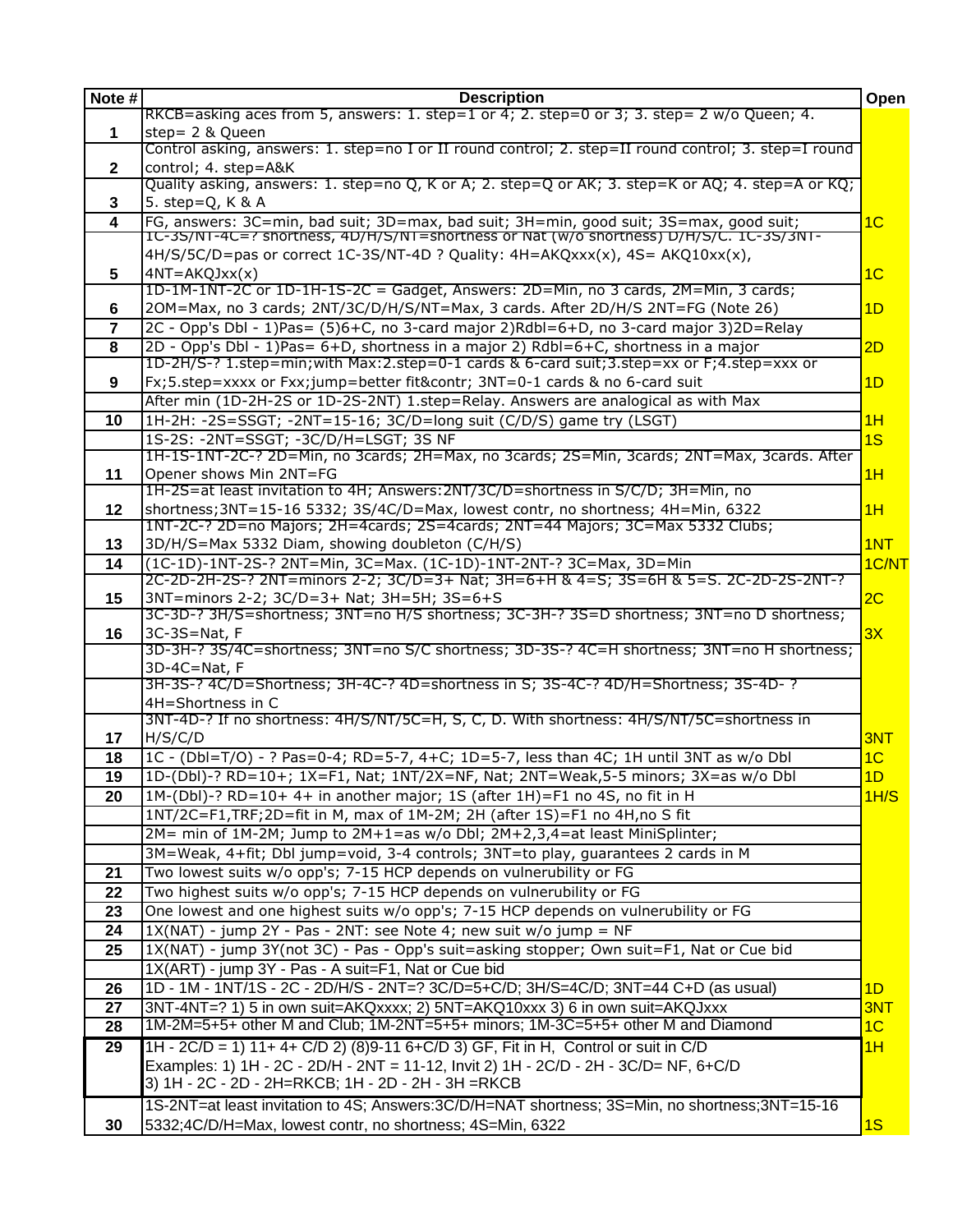| Note # | Description | Open |
|---|---|---|
| 1 | RKCB=asking aces from 5, answers: 1. step=1 or 4; 2. step=0 or 3; 3. step= 2 w/o Queen; 4. step= 2 & Queen | |
| 2 | Control asking, answers: 1. step=no I or II round control; 2. step=II round control; 3. step=I round control; 4. step=A&K | |
| 3 | Quality asking, answers: 1. step=no Q, K or A; 2. step=Q or AK; 3. step=K or AQ; 4. step=A or KQ; 5. step=Q, K & A | |
| 4 | FG, answers: 3C=min, bad suit; 3D=max, bad suit; 3H=min, good suit; 3S=max, good suit; | 1C |
| 5 | 1C-3S/NT-4C=? shortness, 4D/H/S/NT=shortness or Nat (w/o shortness) D/H/S/C. 1C-3S/3NT-4H/S/5C/D=pas or correct 1C-3S/NT-4D ? Quality: 4H=AKQxxx(x), 4S= AKQ10xx(x), 4NT=AKQJxx(x) | 1C |
| 6 | 1D-1M-1NT-2C or 1D-1H-1S-2C = Gadget, Answers: 2D=Min, no 3 cards, 2M=Min, 3 cards; 2OM=Max, no 3 cards; 2NT/3C/D/H/S/NT=Max, 3 cards. After 2D/H/S 2NT=FG (Note 26) | 1D |
| 7 | 2C - Opp's Dbl - 1)Pas= (5)6+C, no 3-card major 2)Rdbl=6+D, no 3-card major 3)2D=Relay | |
| 8 | 2D - Opp's Dbl - 1)Pas= 6+D, shortness in a major 2) Rdbl=6+C, shortness in a major | 2D |
| 9 | 1D-2H/S-? 1.step=min;with Max:2.step=0-1 cards & 6-card suit;3.step=xx or F;4.step=xxx or Fx;5.step=xxxx or Fxx;jump=better fit&contr; 3NT=0-1 cards & no 6-card suit | 1D |
| | After min (1D-2H-2S or 1D-2S-2NT) 1.step=Relay. Answers are analogical as with Max | |
| 10 | 1H-2H: -2S=SSGT; -2NT=15-16; 3C/D=long suit (C/D/S) game try (LSGT) | 1H |
| | 1S-2S: -2NT=SSGT; -3C/D/H=LSGT; 3S NF | 1S |
| 11 | 1H-1S-1NT-2C-? 2D=Min, no 3cards; 2H=Max, no 3cards; 2S=Min, 3cards; 2NT=Max, 3cards. After Opener shows Min 2NT=FG | 1H |
| 12 | 1H-2S=at least invitation to 4H; Answers:2NT/3C/D=shortness in S/C/D; 3H=Min, no shortness;3NT=15-16 5332; 3S/4C/D=Max, lowest contr, no shortness; 4H=Min, 6322 | 1H |
| 13 | 1NT-2C-? 2D=no Majors; 2H=4cards; 2S=4cards; 2NT=44 Majors; 3C=Max 5332 Clubs; 3D/H/S=Max 5332 Diam, showing doubleton (C/H/S) | 1NT |
| 14 | (1C-1D)-1NT-2S-? 2NT=Min, 3C=Max. (1C-1D)-1NT-2NT-? 3C=Max, 3D=Min | 1C/NT |
| 15 | 2C-2D-2H-2S-? 2NT=minors 2-2; 3C/D=3+ Nat; 3H=6+H & 4=S; 3S=6H & 5=S. 2C-2D-2S-2NT-? 3NT=minors 2-2; 3C/D=3+ Nat; 3H=5H; 3S=6+S | 2C |
| 16 | 3C-3D-? 3H/S=shortness; 3NT=no H/S shortness; 3C-3H-? 3S=D shortness; 3NT=no D shortness; 3C-3S=Nat, F | 3X |
| | 3D-3H-? 3S/4C=shortness; 3NT=no S/C shortness; 3D-3S-? 4C=H shortness; 3NT=no H shortness; 3D-4C=Nat, F | |
| | 3H-3S-? 4C/D=Shortness; 3H-4C-? 4D=shortness in S; 3S-4C-? 4D/H=Shortness; 3S-4D- ? 4H=Shortness in C | |
| 17 | 3NT-4D-? If no shortness: 4H/S/NT/5C=H, S, C, D. With shortness: 4H/S/NT/5C=shortness in H/S/C/D | 3NT |
| 18 | 1C - (Dbl=T/O) - ? Pas=0-4; RD=5-7, 4+C; 1D=5-7, less than 4C; 1H until 3NT as w/o Dbl | 1C |
| 19 | 1D-(Dbl)-? RD=10+; 1X=F1, Nat; 1NT/2X=NF, Nat; 2NT=Weak,5-5 minors; 3X=as w/o Dbl | 1D |
| 20 | 1M-(Dbl)-? RD=10+ 4+ in another major; 1S (after 1H)=F1 no 4S, no fit in H | 1H/S |
| | 1NT/2C=F1,TRF;2D=fit in M, max of 1M-2M; 2H (after 1S)=F1 no 4H,no S fit | |
| | 2M= min of 1M-2M; Jump to 2M+1=as w/o Dbl; 2M+2,3,4=at least MiniSplinter; | |
| | 3M=Weak, 4+fit; Dbl jump=void, 3-4 controls; 3NT=to play, guarantees 2 cards in M | |
| 21 | Two lowest suits w/o opp's; 7-15 HCP depends on vulnerubility or FG | |
| 22 | Two highest suits w/o opp's; 7-15 HCP depends on vulnerubility or FG | |
| 23 | One lowest and one highest suits w/o opp's; 7-15 HCP depends on vulnerubility or FG | |
| 24 | 1X(NAT) - jump 2Y - Pas - 2NT: see Note 4; new suit w/o jump = NF | |
| 25 | 1X(NAT) - jump 3Y(not 3C) - Pas - Opp's suit=asking stopper; Own suit=F1, Nat or Cue bid | |
| | 1X(ART) - jump 3Y - Pas - A suit=F1, Nat or Cue bid | |
| 26 | 1D - 1M - 1NT/1S - 2C - 2D/H/S - 2NT=? 3C/D=5+C/D; 3H/S=4C/D; 3NT=44 C+D (as usual) | 1D |
| 27 | 3NT-4NT=? 1) 5 in own suit=AKQxxxx; 2) 5NT=AKQ10xxx 3) 6 in own suit=AKQJxxx | 3NT |
| 28 | 1M-2M=5+5+ other M and Club; 1M-2NT=5+5+ minors; 1M-3C=5+5+ other M and Diamond | 1C |
| 29 | 1H - 2C/D = 1) 11+ 4+ C/D 2) (8)9-11 6+C/D 3) GF, Fit in H, Control or suit in C/D<br>Examples: 1) 1H - 2C - 2D/H - 2NT = 11-12, Invit 2) 1H - 2C/D - 2H - 3C/D= NF, 6+C/D<br>3) 1H - 2C - 2D - 2H=RKCB; 1H - 2D - 2H - 3H =RKCB | 1H |
| 30 | 1S-2NT=at least invitation to 4S; Answers:3C/D/H=NAT shortness; 3S=Min, no shortness;3NT=15-16 5332;4C/D/H=Max, lowest contr, no shortness; 4S=Min, 6322 | 1S |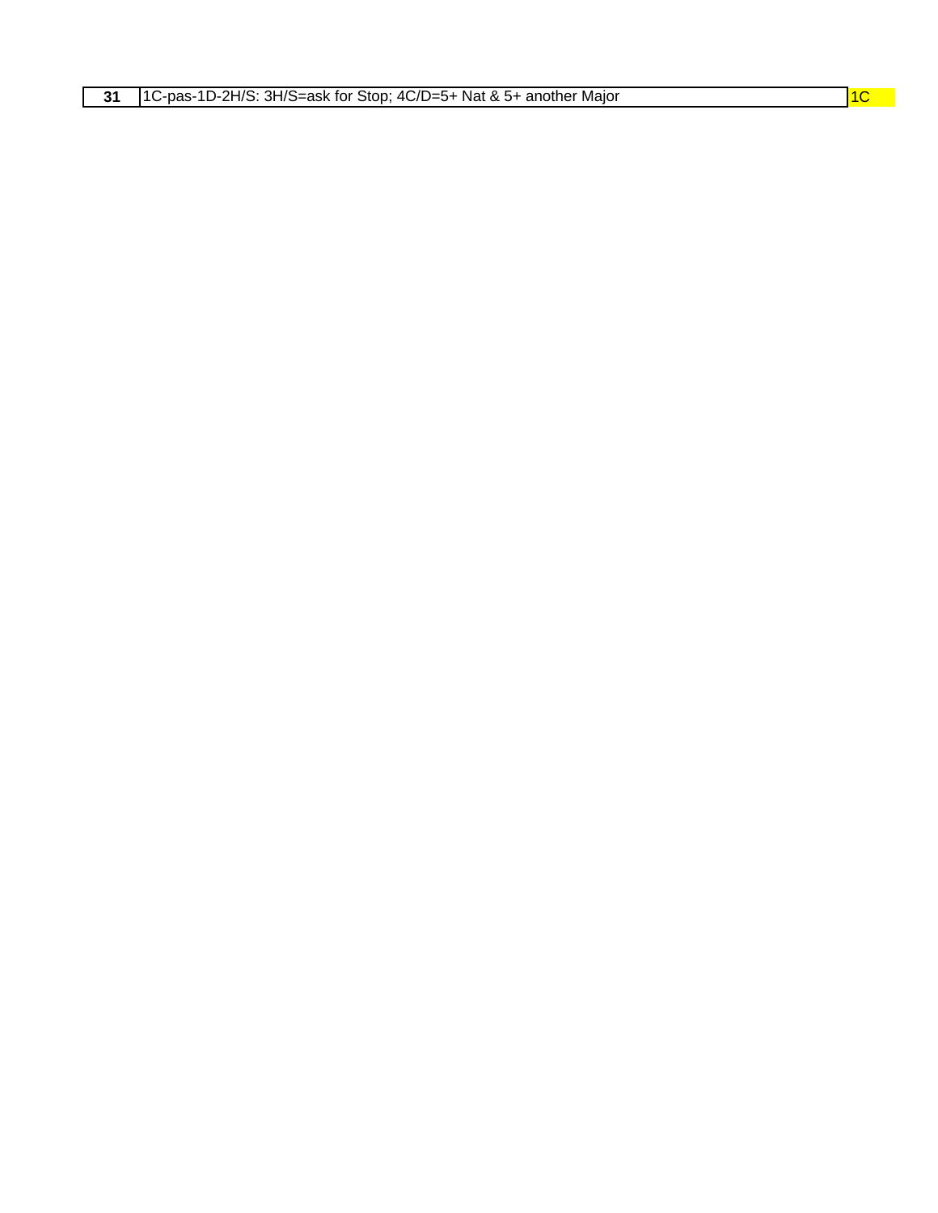| | | |
|---|---|---|
| **31** | 1C-pas-1D-2H/S: 3H/S=ask for Stop; 4C/D=5+ Nat & 5+ another Major | 1C |